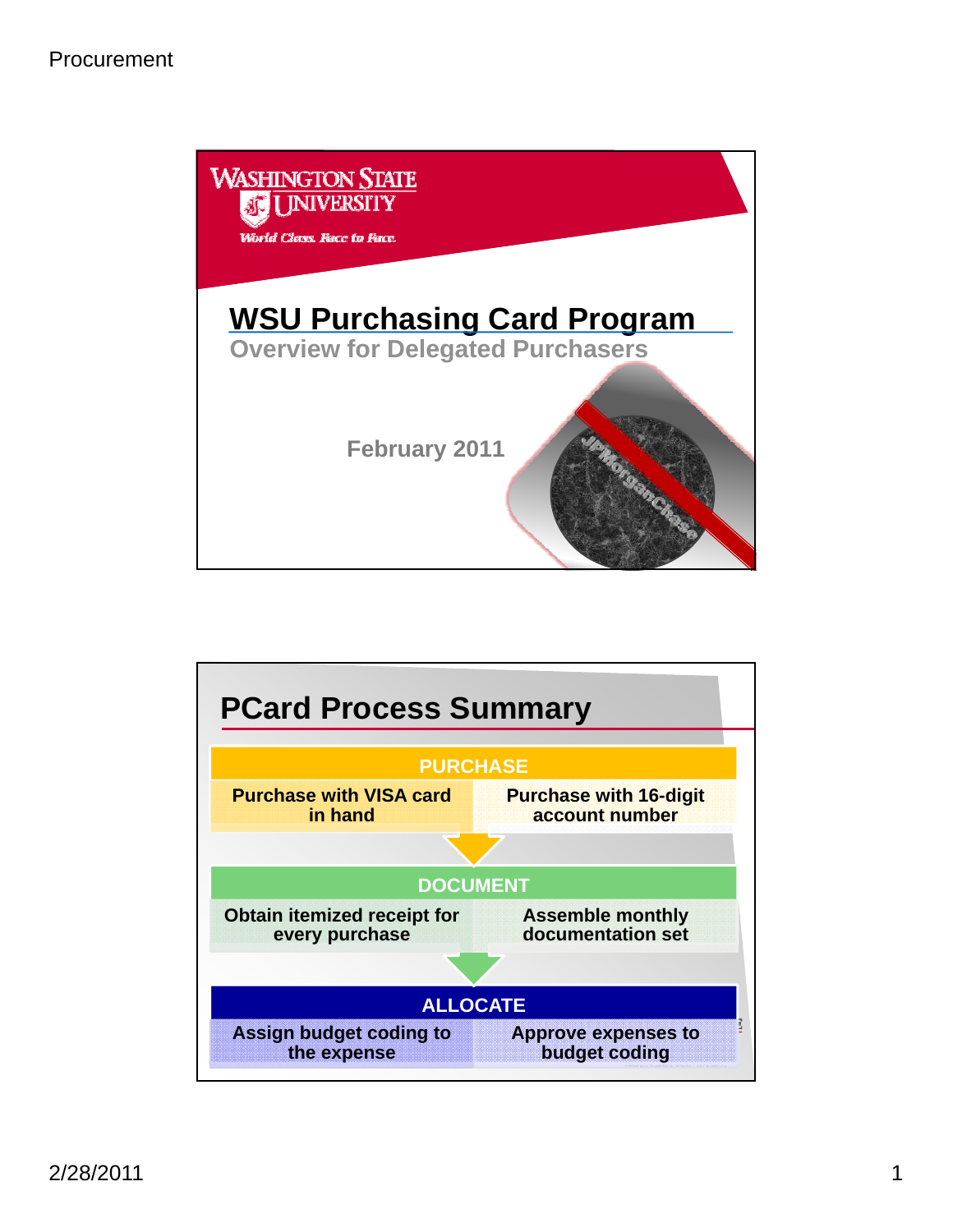## Slide 1

Washington State University

*World Class. Face to Face.*

# WSU Purchasing Card Program

Overview for Delegated Purchasers

February 2011

JPMorganChase

## Slide 2

# PCard Process Summary

| PURCHASE | |
|---|---|
| Purchase with VISA card in hand | Purchase with 16-digit account number |

| DOCUMENT | |
|---|---|
| Obtain itemized receipt for every purchase | Assemble monthly documentation set |

| ALLOCATE | |
|---|---|
| Assign budget coding to the expense | Approve expenses to budget coding |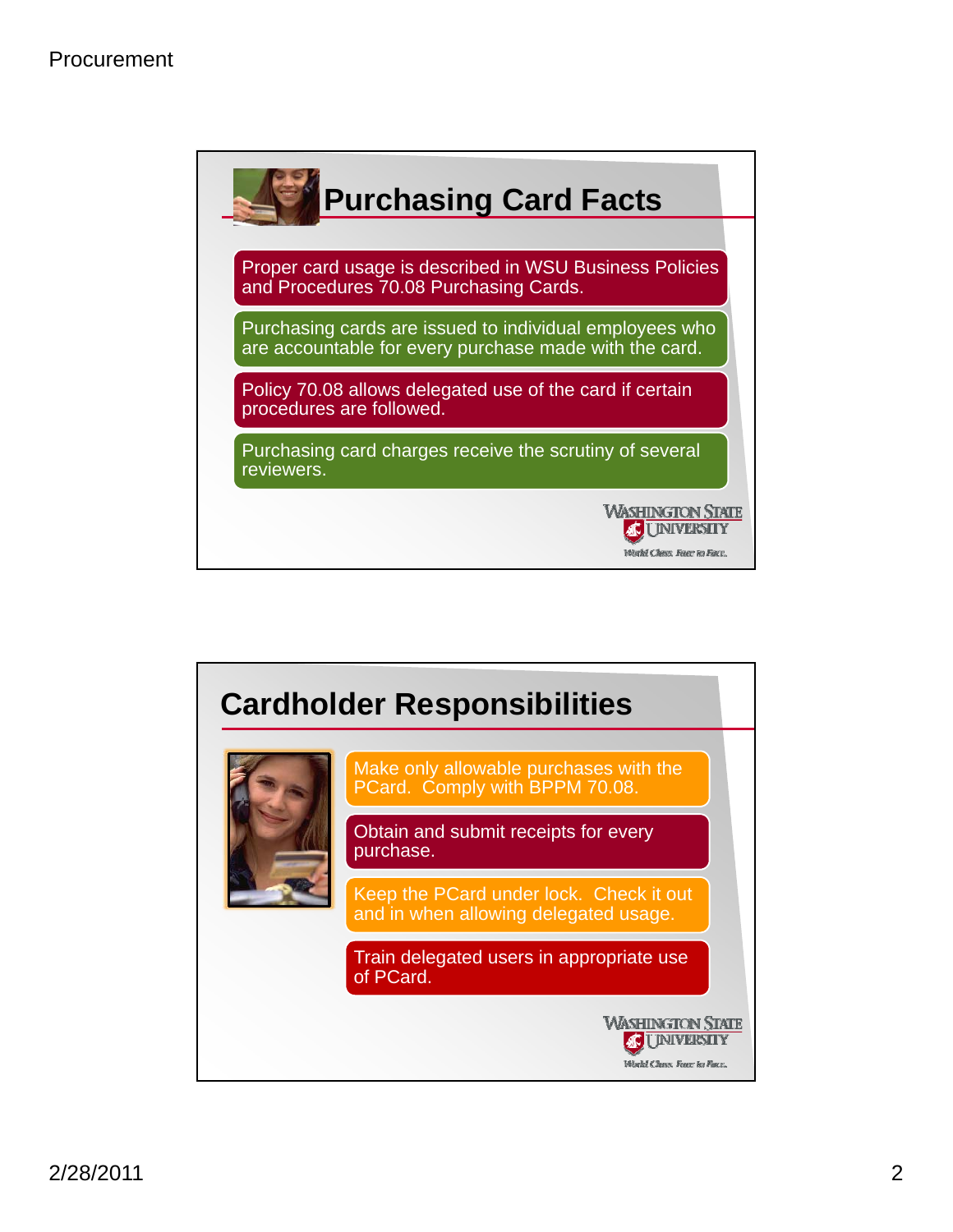## Purchasing Card Facts

- Proper card usage is described in WSU Business Policies and Procedures 70.08 Purchasing Cards.
- Purchasing cards are issued to individual employees who are accountable for every purchase made with the card.
- Policy 70.08 allows delegated use of the card if certain procedures are followed.
- Purchasing card charges receive the scrutiny of several reviewers.

Washington State University
World Class. Face to Face.

## Cardholder Responsibilities

- Make only allowable purchases with the PCard. Comply with BPPM 70.08.
- Obtain and submit receipts for every purchase.
- Keep the PCard under lock. Check it out and in when allowing delegated usage.
- Train delegated users in appropriate use of PCard.

Washington State University
World Class. Face to Face.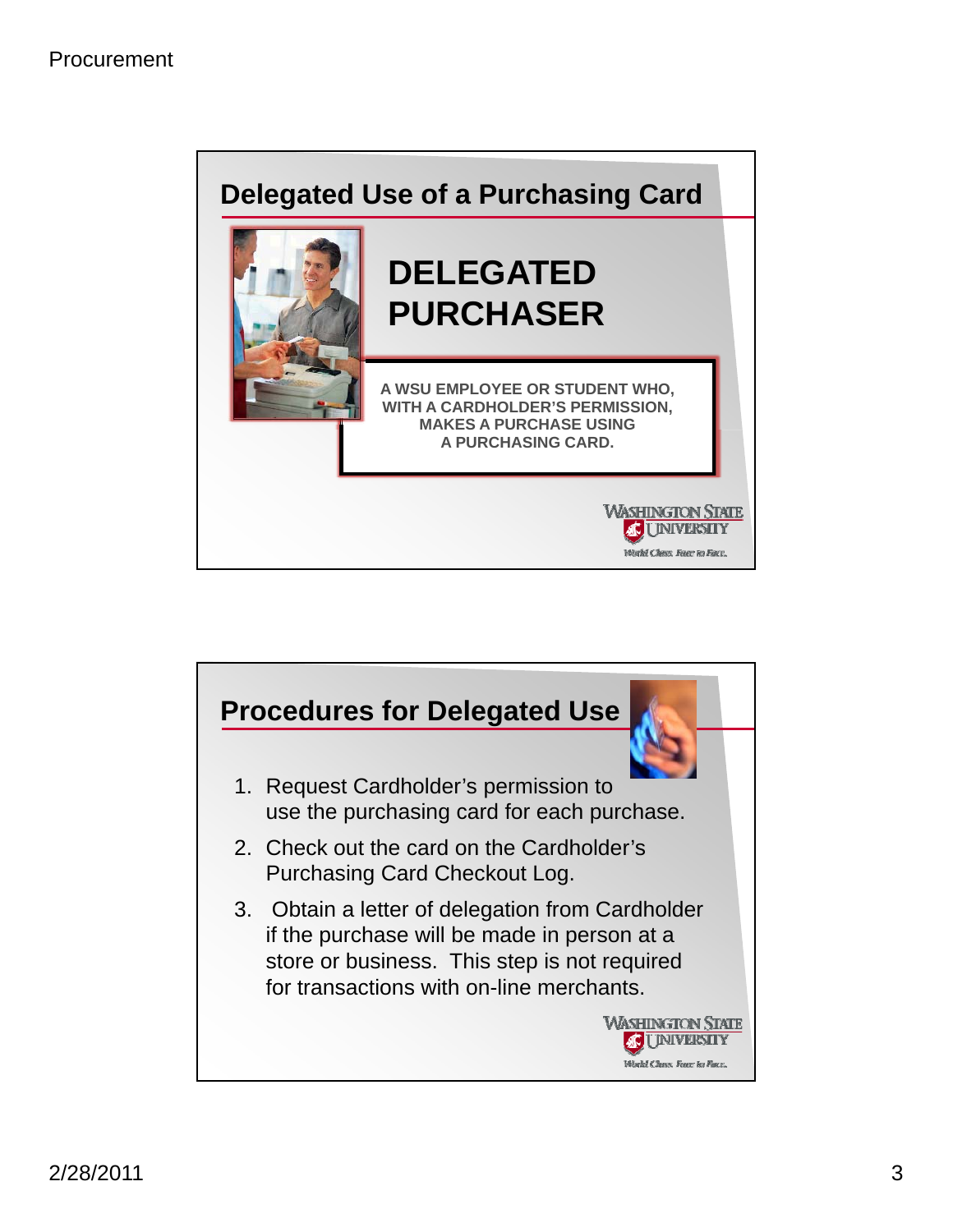## Delegated Use of a Purchasing Card

**DELEGATED PURCHASER**

A WSU EMPLOYEE OR STUDENT WHO, WITH A CARDHOLDER'S PERMISSION, MAKES A PURCHASE USING A PURCHASING CARD.

## Procedures for Delegated Use

1. Request Cardholder's permission to use the purchasing card for each purchase.
2. Check out the card on the Cardholder's Purchasing Card Checkout Log.
3. Obtain a letter of delegation from Cardholder if the purchase will be made in person at a store or business. This step is not required for transactions with on-line merchants.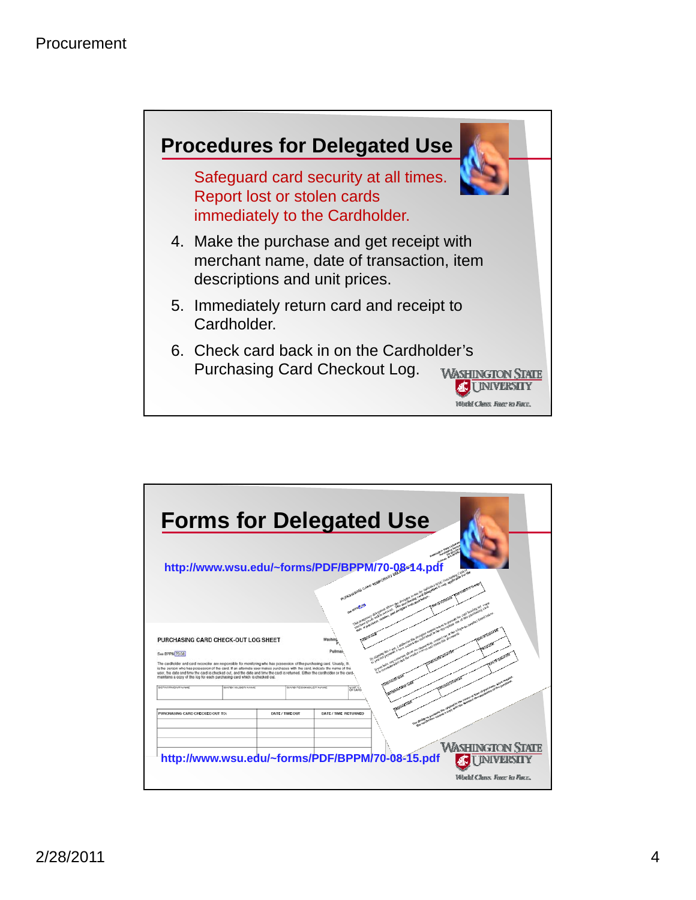## Procedures for Delegated Use

Safeguard card security at all times. Report lost or stolen cards immediately to the Cardholder.

4. Make the purchase and get receipt with merchant name, date of transaction, item descriptions and unit prices.
5. Immediately return card and receipt to Cardholder.
6. Check card back in on the Cardholder's Purchasing Card Checkout Log.

## Forms for Delegated Use

http://www.wsu.edu/~forms/PDF/BPPM/70-08-14.pdf

http://www.wsu.edu/~forms/PDF/BPPM/70-08-15.pdf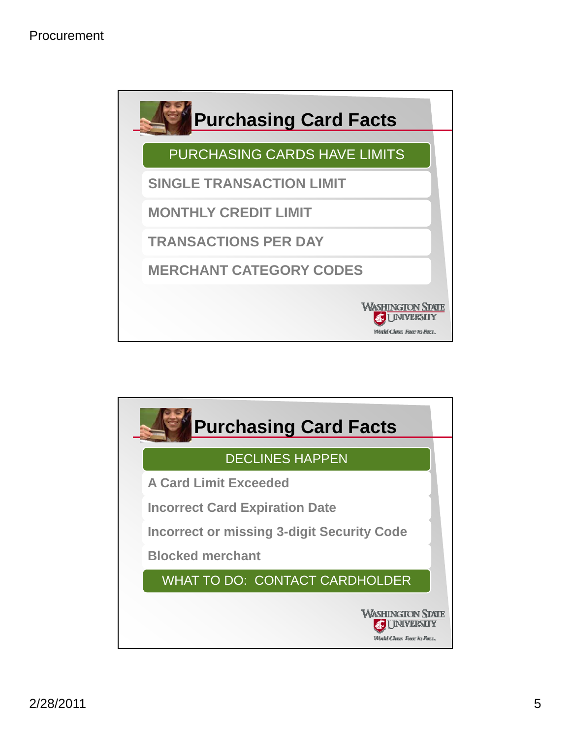## Purchasing Card Facts

**PURCHASING CARDS HAVE LIMITS**

- SINGLE TRANSACTION LIMIT
- MONTHLY CREDIT LIMIT
- TRANSACTIONS PER DAY
- MERCHANT CATEGORY CODES

Washington State University
World Class. Face to Face.

## Purchasing Card Facts

**DECLINES HAPPEN**

- A Card Limit Exceeded
- Incorrect Card Expiration Date
- Incorrect or missing 3-digit Security Code
- Blocked merchant

**WHAT TO DO: CONTACT CARDHOLDER**

Washington State University
World Class. Face to Face.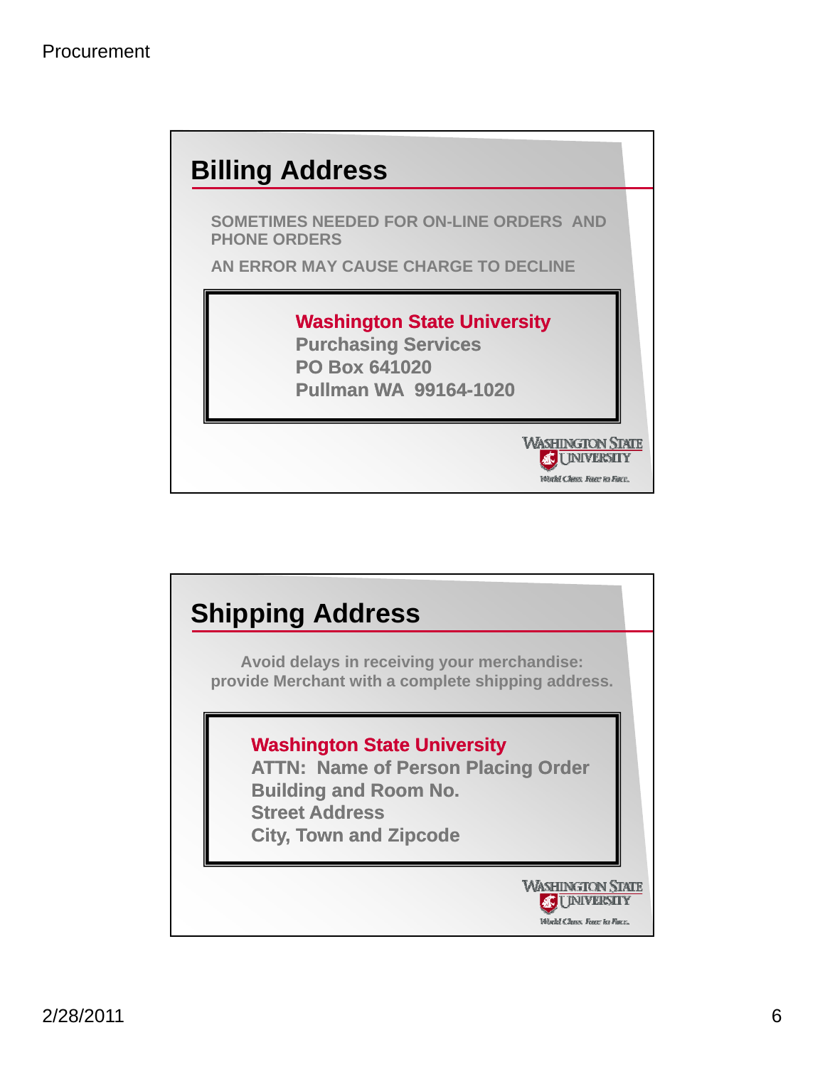## Billing Address

SOMETIMES NEEDED FOR ON-LINE ORDERS AND PHONE ORDERS

AN ERROR MAY CAUSE CHARGE TO DECLINE

> **Washington State University**
> **Purchasing Services**
> **PO Box 641020**
> **Pullman WA 99164-1020**

WASHINGTON STATE UNIVERSITY
*World Class. Face to Face.*

## Shipping Address

Avoid delays in receiving your merchandise: provide Merchant with a complete shipping address.

> **Washington State University**
> **ATTN: Name of Person Placing Order**
> **Building and Room No.**
> **Street Address**
> **City, Town and Zipcode**

WASHINGTON STATE UNIVERSITY
*World Class. Face to Face.*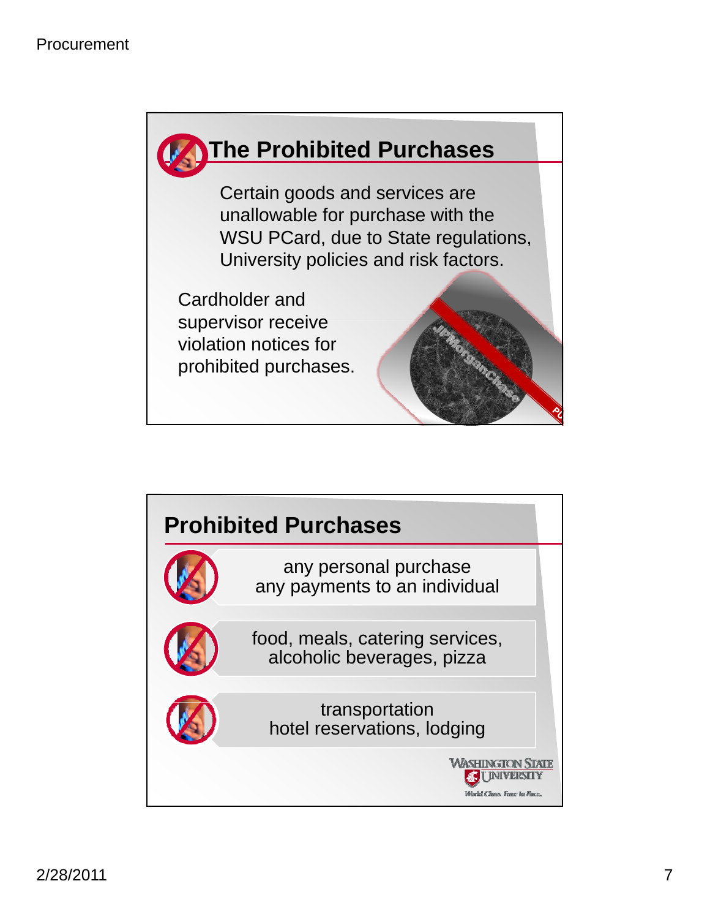## The Prohibited Purchases

Certain goods and services are unallowable for purchase with the WSU PCard, due to State regulations, University policies and risk factors.

Cardholder and supervisor receive violation notices for prohibited purchases.

## Prohibited Purchases

- any personal purchase
  any payments to an individual
- food, meals, catering services, alcoholic beverages, pizza
- transportation
  hotel reservations, lodging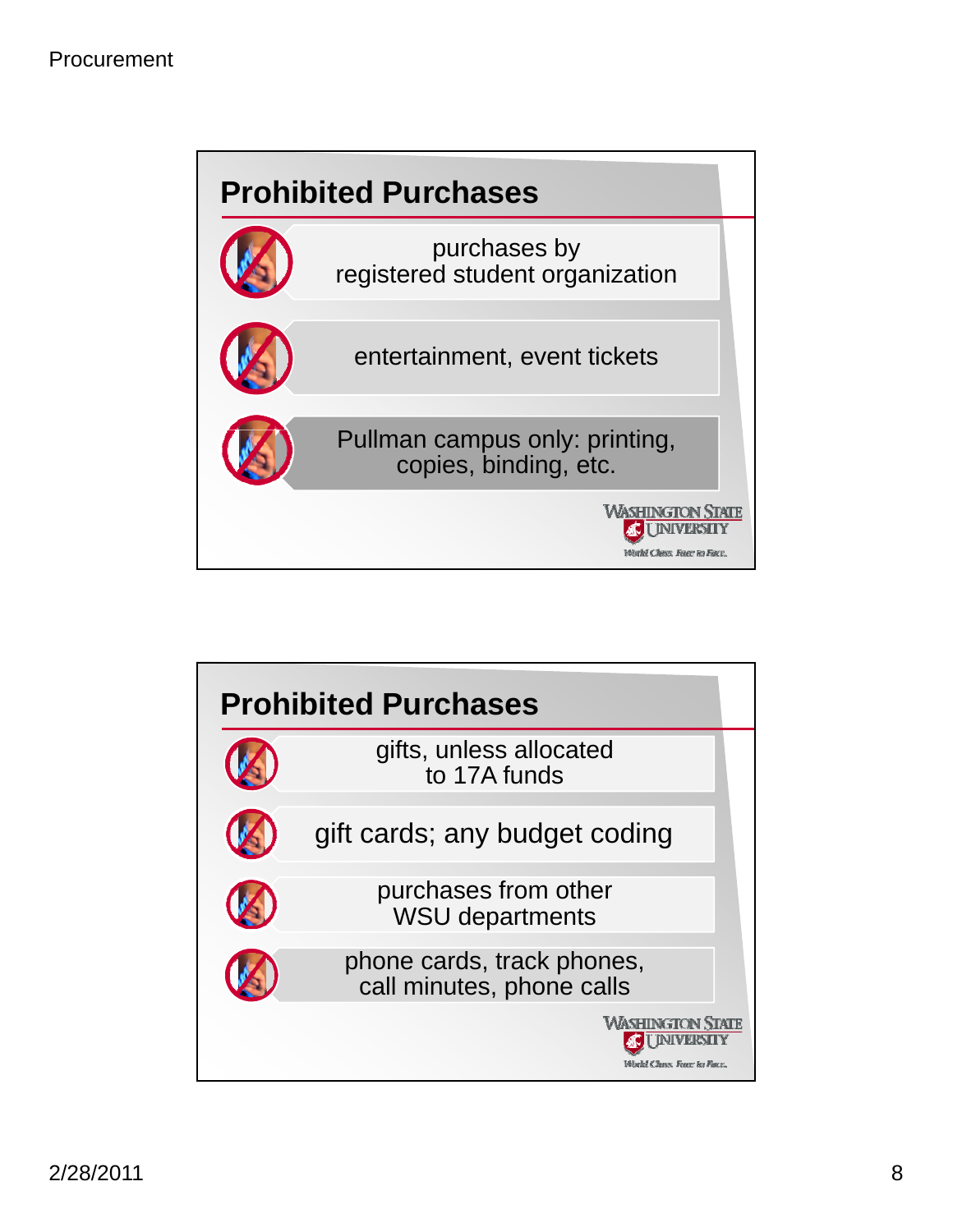## Prohibited Purchases

- purchases by registered student organization
- entertainment, event tickets
- Pullman campus only: printing, copies, binding, etc.

## Prohibited Purchases

- gifts, unless allocated to 17A funds
- gift cards; any budget coding
- purchases from other WSU departments
- phone cards, track phones, call minutes, phone calls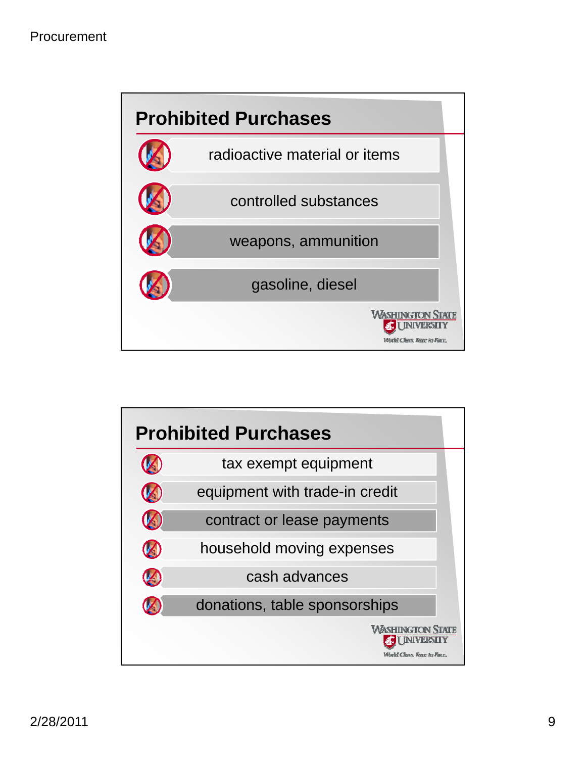## Prohibited Purchases

- radioactive material or items
- controlled substances
- weapons, ammunition
- gasoline, diesel

## Prohibited Purchases

- tax exempt equipment
- equipment with trade-in credit
- contract or lease payments
- household moving expenses
- cash advances
- donations, table sponsorships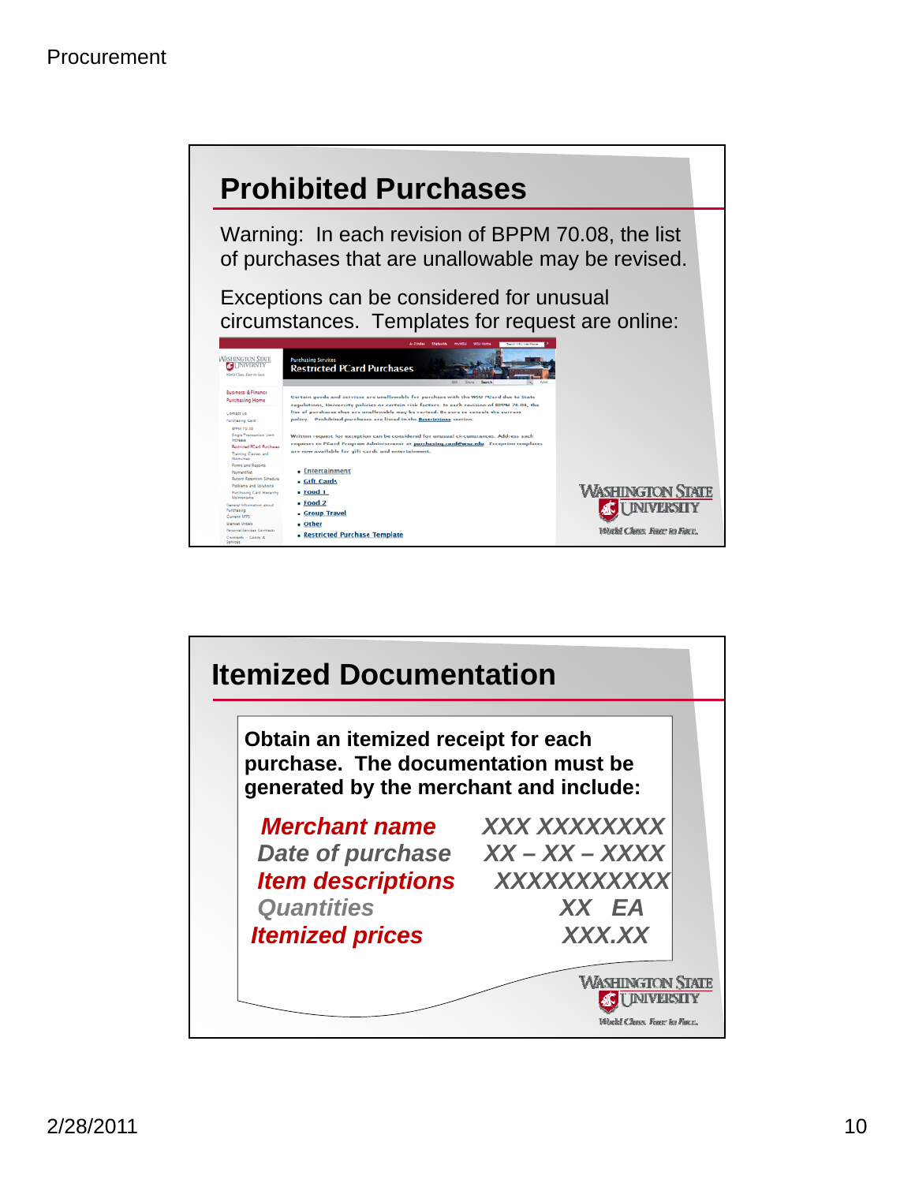## Prohibited Purchases

Warning: In each revision of BPPM 70.08, the list of purchases that are unallowable may be revised.

Exceptions can be considered for unusual circumstances. Templates for request are online:

Purchasing Services
Restricted PCard Purchases

Certain goods and services are unallowable for purchase with the WSU PCard due to State regulations, University policies or certain risk factors. In each revision of BPPM 70.08, the list of purchases that are unallowable may be revised. Be sure to consult the current policy. Prohibited purchases are listed in the Restrictions section.

Written request for exception can be considered for unusual circumstances. Address such requests to PCard Program Administrator at purchasing.card@wsu.edu. Exception templates are now available for gift cards and entertainment.

- Entertainment
- Gift Cards
- Food 1
- Food 2
- Group Travel
- Other
- Restricted Purchase Template

## Itemized Documentation

**Obtain an itemized receipt for each purchase. The documentation must be generated by the merchant and include:**

| | |
|---|---|
| *Merchant name* | *XXX XXXXXXXX* |
| *Date of purchase* | *XX – XX – XXXX* |
| *Item descriptions* | *XXXXXXXXXXX* |
| *Quantities* | *XX EA* |
| *Itemized prices* | *XXX.XX* |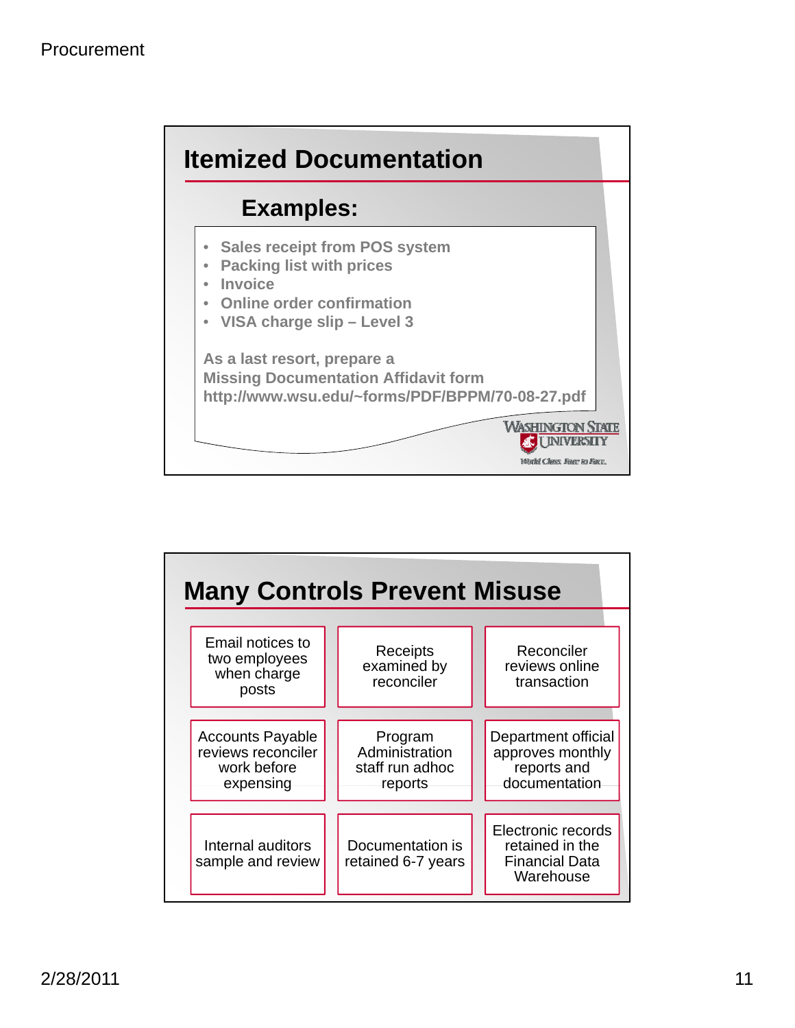## Itemized Documentation

### Examples:

- Sales receipt from POS system
- Packing list with prices
- Invoice
- Online order confirmation
- VISA charge slip – Level 3

As a last resort, prepare a Missing Documentation Affidavit form http://www.wsu.edu/~forms/PDF/BPPM/70-08-27.pdf

WASHINGTON STATE UNIVERSITY
World Class. Face to Face.

## Many Controls Prevent Misuse

| | | |
|---|---|---|
| Email notices to two employees when charge posts | Receipts examined by reconciler | Reconciler reviews online transaction |
| Accounts Payable reviews reconciler work before expensing | Program Administration staff run adhoc reports | Department official approves monthly reports and documentation |
| Internal auditors sample and review | Documentation is retained 6-7 years | Electronic records retained in the Financial Data Warehouse |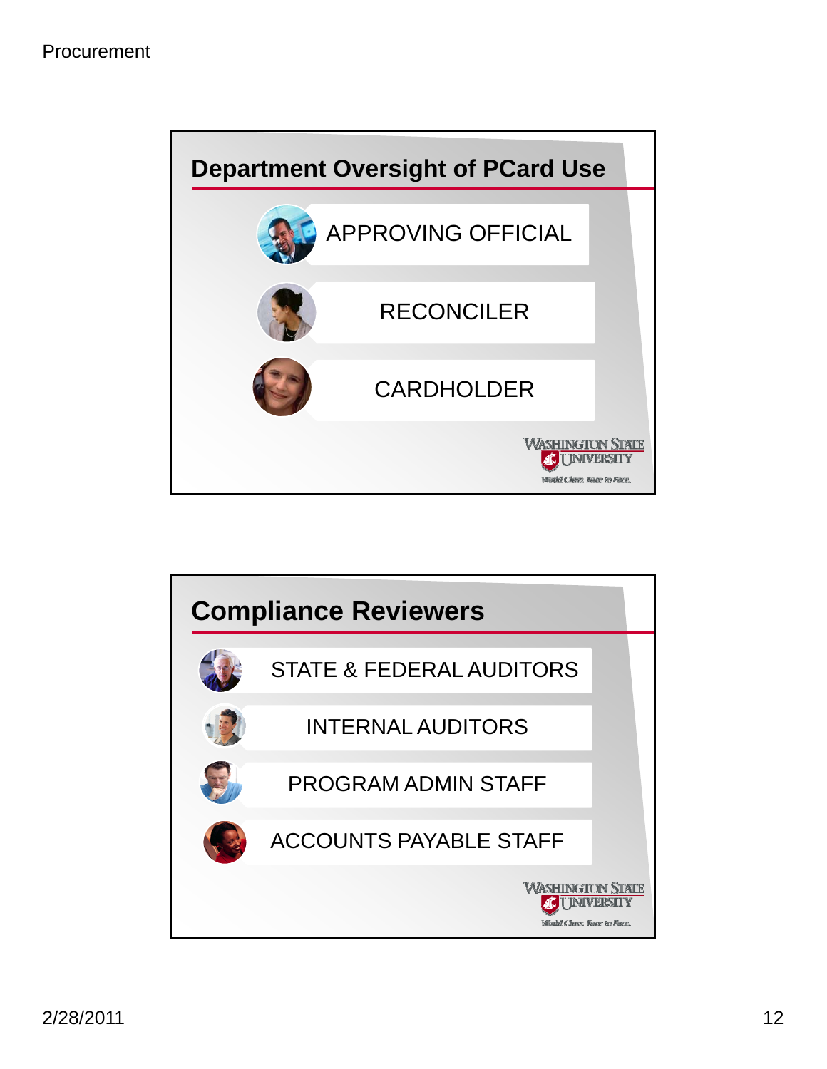## Department Oversight of PCard Use

- APPROVING OFFICIAL
- RECONCILER
- CARDHOLDER

## Compliance Reviewers

- STATE & FEDERAL AUDITORS
- INTERNAL AUDITORS
- PROGRAM ADMIN STAFF
- ACCOUNTS PAYABLE STAFF